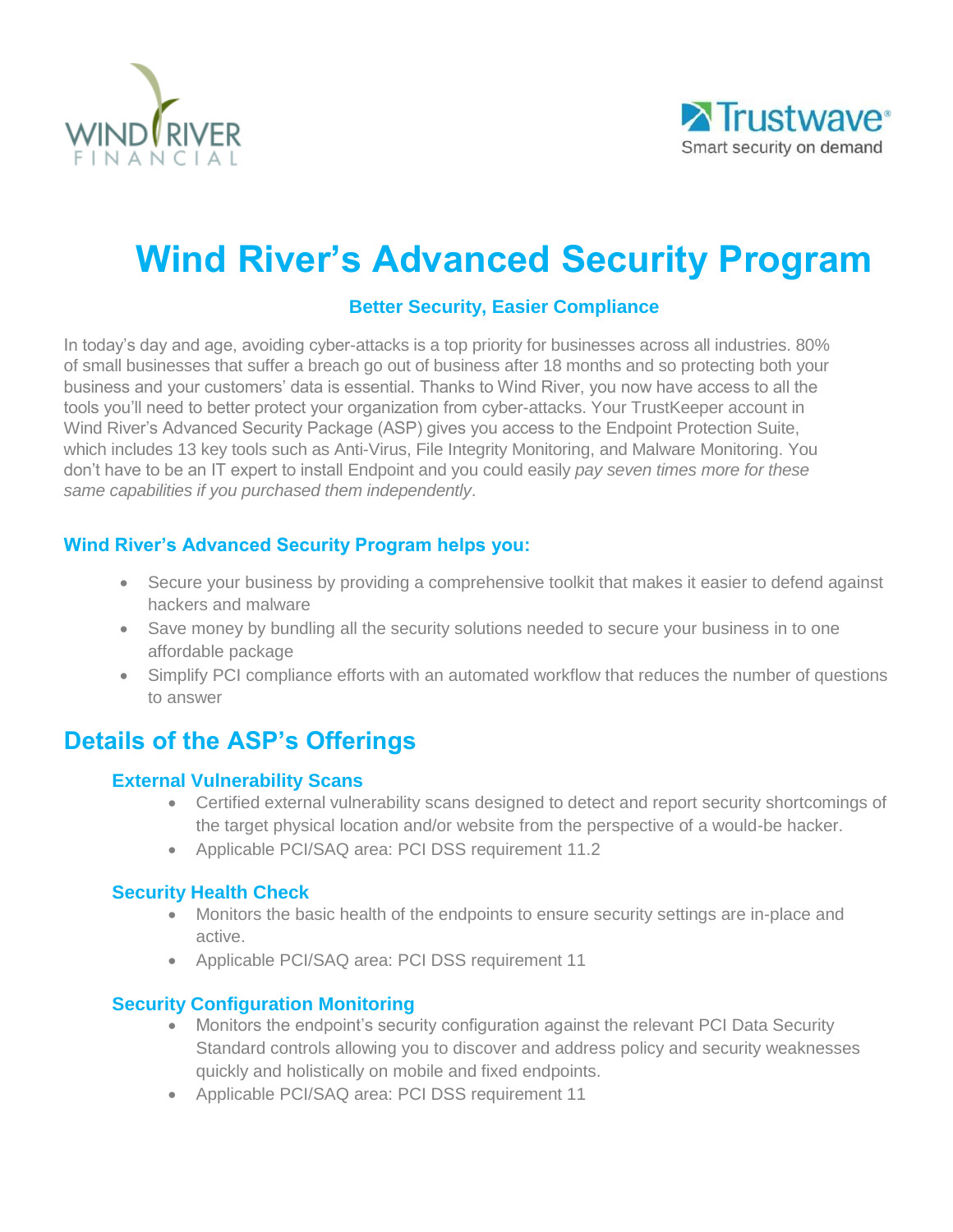# Wind River's Advanced Security Program

### Better Security, Easier Compliance

In today's day and age, avoiding cyber-attacks is a top priority for businesses across all industries. 80% of small businesses that suffer a breach go out of business after 18 months and so protecting both your business and your customers' data is essential. Thanks to Wind River, you now have access to all the tools you'll need to better protect your organization from cyber-attacks. Your TrustKeeper account in Wind River's Advanced Security Package (ASP) gives you access to the Endpoint Protection Suite, which includes 13 key tools such as Anti-Virus, File Integrity Monitoring, and Malware Monitoring. You don't have to be an IT expert to install Endpoint and you could easily *pay seven times more for these same capabilities if you purchased them independently*.

### Wind River's Advanced Security Program helps you:

- Secure your business by providing a comprehensive toolkit that makes it easier to defend against hackers and malware
- Save money by bundling all the security solutions needed to secure your business in to one affordable package
- Simplify PCI compliance efforts with an automated workflow that reduces the number of questions to answer

## Details of the ASP's Offerings

### External Vulnerability Scans

- Certified external vulnerability scans designed to detect and report security shortcomings of the target physical location and/or website from the perspective of a would-be hacker.
- Applicable PCI/SAQ area: PCI DSS requirement 11.2

### Security Health Check

- Monitors the basic health of the endpoints to ensure security settings are in-place and active.
- Applicable PCI/SAQ area: PCI DSS requirement 11

### Security Configuration Monitoring

- Monitors the endpoint's security configuration against the relevant PCI Data Security Standard controls allowing you to discover and address policy and security weaknesses quickly and holistically on mobile and fixed endpoints.
- Applicable PCI/SAQ area: PCI DSS requirement 11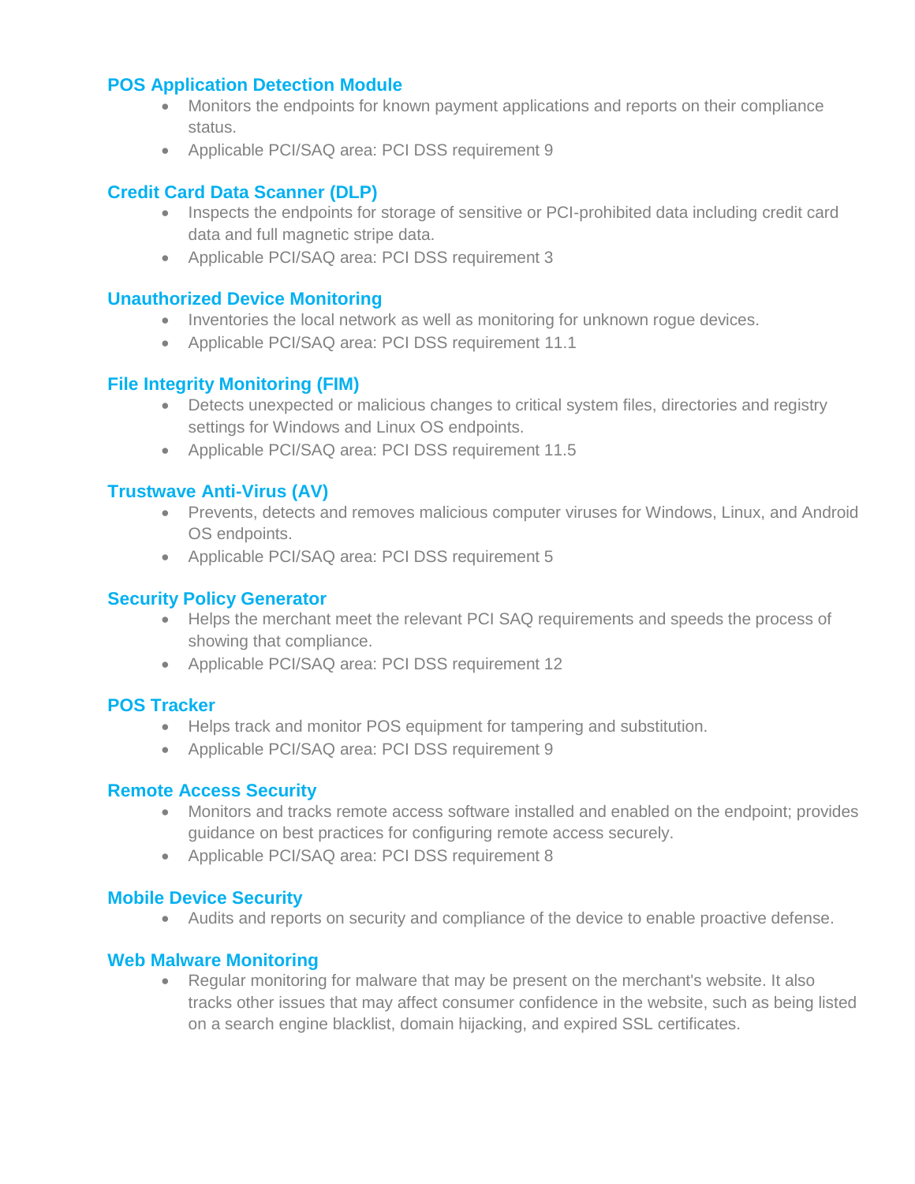### POS Application Detection Module

- Monitors the endpoints for known payment applications and reports on their compliance status.
- Applicable PCI/SAQ area: PCI DSS requirement 9

### Credit Card Data Scanner (DLP)

- Inspects the endpoints for storage of sensitive or PCI-prohibited data including credit card data and full magnetic stripe data.
- Applicable PCI/SAQ area: PCI DSS requirement 3

### Unauthorized Device Monitoring

- Inventories the local network as well as monitoring for unknown rogue devices.
- Applicable PCI/SAQ area: PCI DSS requirement 11.1

### File Integrity Monitoring (FIM)

- Detects unexpected or malicious changes to critical system files, directories and registry settings for Windows and Linux OS endpoints.
- Applicable PCI/SAQ area: PCI DSS requirement 11.5

### Trustwave Anti-Virus (AV)

- Prevents, detects and removes malicious computer viruses for Windows, Linux, and Android OS endpoints.
- Applicable PCI/SAQ area: PCI DSS requirement 5

### Security Policy Generator

- Helps the merchant meet the relevant PCI SAQ requirements and speeds the process of showing that compliance.
- Applicable PCI/SAQ area: PCI DSS requirement 12

### POS Tracker

- Helps track and monitor POS equipment for tampering and substitution.
- Applicable PCI/SAQ area: PCI DSS requirement 9

### Remote Access Security

- Monitors and tracks remote access software installed and enabled on the endpoint; provides guidance on best practices for configuring remote access securely.
- Applicable PCI/SAQ area: PCI DSS requirement 8

### Mobile Device Security

- Audits and reports on security and compliance of the device to enable proactive defense.

### Web Malware Monitoring

- Regular monitoring for malware that may be present on the merchant's website. It also tracks other issues that may affect consumer confidence in the website, such as being listed on a search engine blacklist, domain hijacking, and expired SSL certificates.